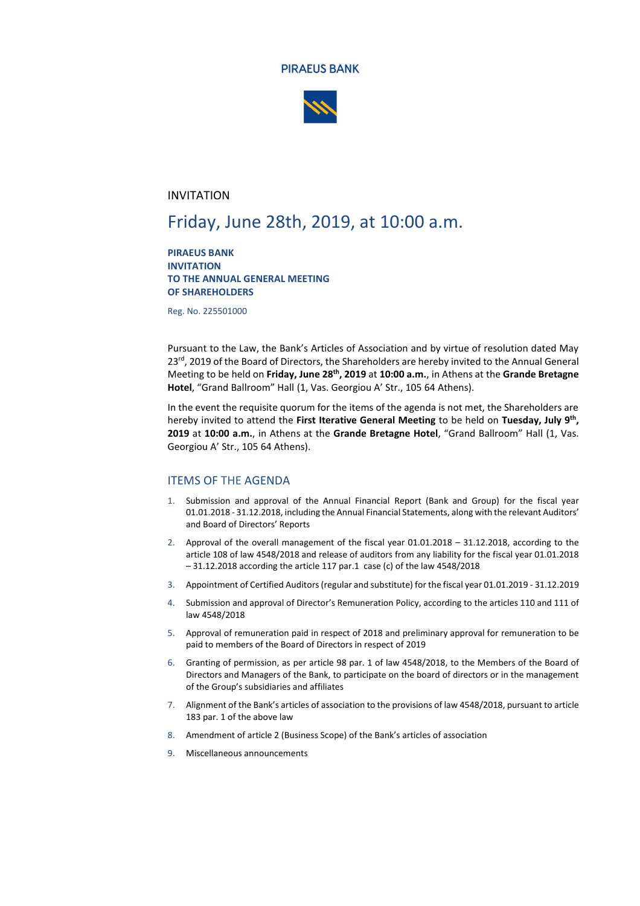PIRAEUS BANK

INVITATION

# Friday, June 28th, 2019, at 10:00 a.m.

**PIRAEUS BANK**
**INVITATION**
**TO THE ANNUAL GENERAL MEETING**
**OF SHAREHOLDERS**

Reg. No. 225501000

Pursuant to the Law, the Bank's Articles of Association and by virtue of resolution dated May 23rd, 2019 of the Board of Directors, the Shareholders are hereby invited to the Annual General Meeting to be held on **Friday, June 28th, 2019** at **10:00 a.m.**, in Athens at the **Grande Bretagne Hotel**, "Grand Ballroom" Hall (1, Vas. Georgiou A' Str., 105 64 Athens).

In the event the requisite quorum for the items of the agenda is not met, the Shareholders are hereby invited to attend the **First Iterative General Meeting** to be held on **Tuesday, July 9th, 2019** at **10:00 a.m.**, in Athens at the **Grande Bretagne Hotel**, "Grand Ballroom" Hall (1, Vas. Georgiou A' Str., 105 64 Athens).

## ITEMS OF THE AGENDA

1. Submission and approval of the Annual Financial Report (Bank and Group) for the fiscal year 01.01.2018 - 31.12.2018, including the Annual Financial Statements, along with the relevant Auditors' and Board of Directors' Reports
2. Approval of the overall management of the fiscal year 01.01.2018 – 31.12.2018, according to the article 108 of law 4548/2018 and release of auditors from any liability for the fiscal year 01.01.2018 – 31.12.2018 according the article 117 par.1 case (c) of the law 4548/2018
3. Appointment of Certified Auditors (regular and substitute) for the fiscal year 01.01.2019 - 31.12.2019
4. Submission and approval of Director's Remuneration Policy, according to the articles 110 and 111 of law 4548/2018
5. Approval of remuneration paid in respect of 2018 and preliminary approval for remuneration to be paid to members of the Board of Directors in respect of 2019
6. Granting of permission, as per article 98 par. 1 of law 4548/2018, to the Members of the Board of Directors and Managers of the Bank, to participate on the board of directors or in the management of the Group's subsidiaries and affiliates
7. Alignment of the Bank's articles of association to the provisions of law 4548/2018, pursuant to article 183 par. 1 of the above law
8. Amendment of article 2 (Business Scope) of the Bank's articles of association
9. Miscellaneous announcements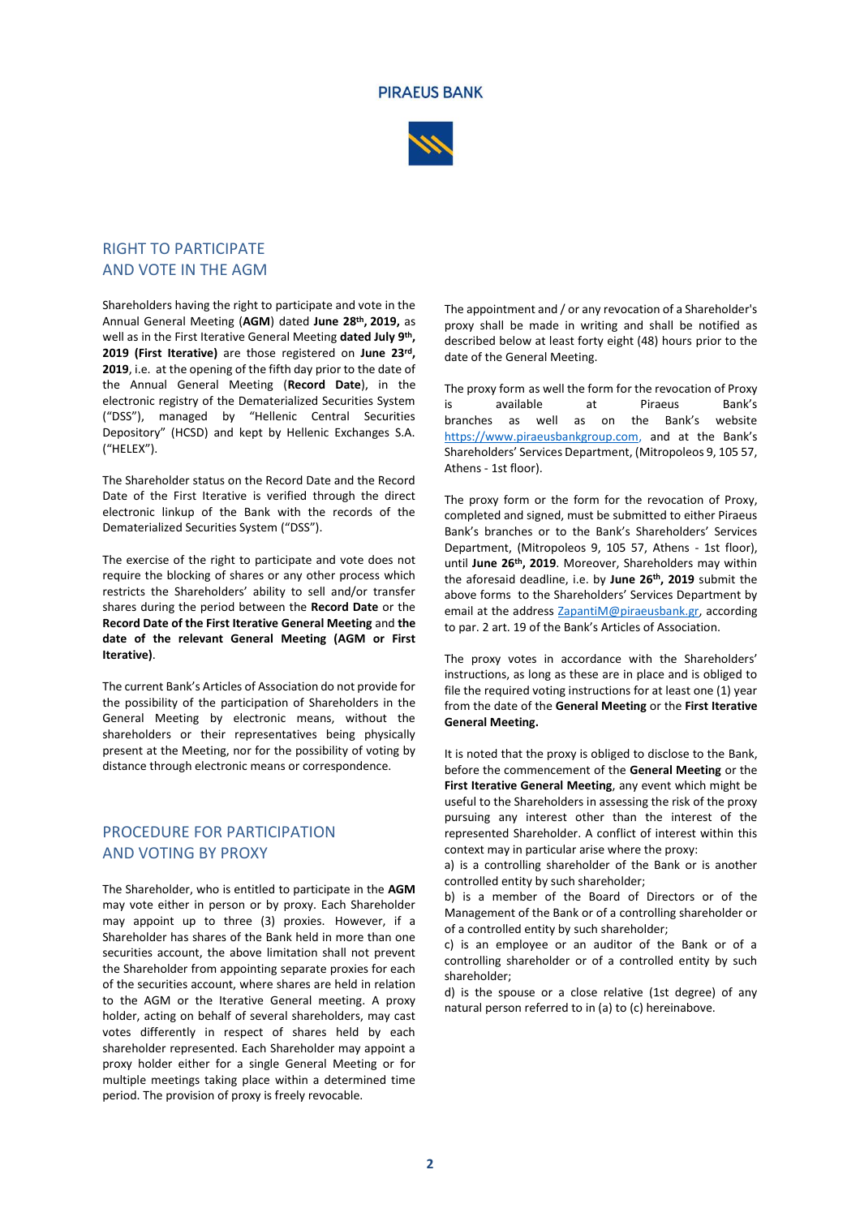## RIGHT TO PARTICIPATE AND VOTE IN THE AGM

Shareholders having the right to participate and vote in the Annual General Meeting (**AGM**) dated **June 28th, 2019,** as well as in the First Iterative General Meeting **dated July 9th, 2019 (First Iterative)** are those registered on **June 23rd, 2019**, i.e. at the opening of the fifth day prior to the date of the Annual General Meeting (**Record Date**), in the electronic registry of the Dematerialized Securities System ("DSS"), managed by "Hellenic Central Securities Depository" (HCSD) and kept by Hellenic Exchanges S.A. ("HELEX").

The Shareholder status on the Record Date and the Record Date of the First Iterative is verified through the direct electronic linkup of the Bank with the records of the Dematerialized Securities System ("DSS").

The exercise of the right to participate and vote does not require the blocking of shares or any other process which restricts the Shareholders' ability to sell and/or transfer shares during the period between the **Record Date** or the **Record Date of the First Iterative General Meeting** and **the date of the relevant General Meeting (AGM or First Iterative)**.

The current Bank's Articles of Association do not provide for the possibility of the participation of Shareholders in the General Meeting by electronic means, without the shareholders or their representatives being physically present at the Meeting, nor for the possibility of voting by distance through electronic means or correspondence.

## PROCEDURE FOR PARTICIPATION AND VOTING BY PROXY

The Shareholder, who is entitled to participate in the **AGM** may vote either in person or by proxy. Each Shareholder may appoint up to three (3) proxies. However, if a Shareholder has shares of the Bank held in more than one securities account, the above limitation shall not prevent the Shareholder from appointing separate proxies for each of the securities account, where shares are held in relation to the AGM or the Iterative General meeting. A proxy holder, acting on behalf of several shareholders, may cast votes differently in respect of shares held by each shareholder represented. Each Shareholder may appoint a proxy holder either for a single General Meeting or for multiple meetings taking place within a determined time period. The provision of proxy is freely revocable.

The appointment and / or any revocation of a Shareholder's proxy shall be made in writing and shall be notified as described below at least forty eight (48) hours prior to the date of the General Meeting.

The proxy form as well the form for the revocation of Proxy is available at Piraeus Bank's branches as well as on the Bank's website https://www.piraeusbankgroup.com, and at the Bank's Shareholders' Services Department, (Mitropoleos 9, 105 57, Athens - 1st floor).

The proxy form or the form for the revocation of Proxy, completed and signed, must be submitted to either Piraeus Bank's branches or to the Bank's Shareholders' Services Department, (Mitropoleos 9, 105 57, Athens - 1st floor), until **June 26th, 2019**. Moreover, Shareholders may within the aforesaid deadline, i.e. by **June 26th, 2019** submit the above forms to the Shareholders' Services Department by email at the address ZapantiM@piraeusbank.gr, according to par. 2 art. 19 of the Bank's Articles of Association.

The proxy votes in accordance with the Shareholders' instructions, as long as these are in place and is obliged to file the required voting instructions for at least one (1) year from the date of the **General Meeting** or the **First Iterative General Meeting.**

It is noted that the proxy is obliged to disclose to the Bank, before the commencement of the **General Meeting** or the **First Iterative General Meeting**, any event which might be useful to the Shareholders in assessing the risk of the proxy pursuing any interest other than the interest of the represented Shareholder. A conflict of interest within this context may in particular arise where the proxy:

a) is a controlling shareholder of the Bank or is another controlled entity by such shareholder;

b) is a member of the Board of Directors or of the Management of the Bank or of a controlling shareholder or of a controlled entity by such shareholder;

c) is an employee or an auditor of the Bank or of a controlling shareholder or of a controlled entity by such shareholder;

d) is the spouse or a close relative (1st degree) of any natural person referred to in (a) to (c) hereinabove.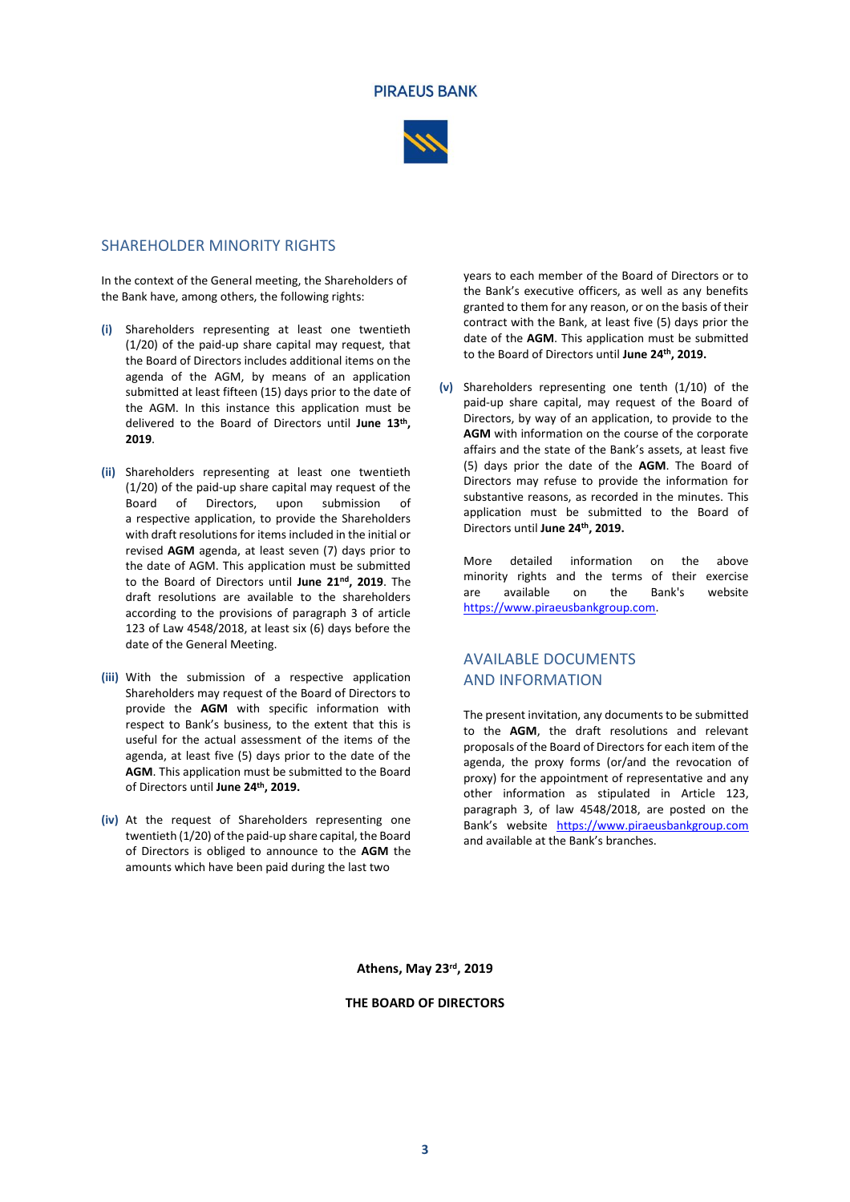## SHAREHOLDER MINORITY RIGHTS

In the context of the General meeting, the Shareholders of the Bank have, among others, the following rights:

**(i)** Shareholders representing at least one twentieth (1/20) of the paid-up share capital may request, that the Board of Directors includes additional items on the agenda of the AGM, by means of an application submitted at least fifteen (15) days prior to the date of the AGM. In this instance this application must be delivered to the Board of Directors until **June 13th, 2019**.

**(ii)** Shareholders representing at least one twentieth (1/20) of the paid-up share capital may request of the Board of Directors, upon submission of a respective application, to provide the Shareholders with draft resolutions for items included in the initial or revised **AGM** agenda, at least seven (7) days prior to the date of AGM. This application must be submitted to the Board of Directors until **June 21nd, 2019**. The draft resolutions are available to the shareholders according to the provisions of paragraph 3 of article 123 of Law 4548/2018, at least six (6) days before the date of the General Meeting.

**(iii)** With the submission of a respective application Shareholders may request of the Board of Directors to provide the **AGM** with specific information with respect to Bank's business, to the extent that this is useful for the actual assessment of the items of the agenda, at least five (5) days prior to the date of the **AGM**. This application must be submitted to the Board of Directors until **June 24th, 2019.**

**(iv)** At the request of Shareholders representing one twentieth (1/20) of the paid-up share capital, the Board of Directors is obliged to announce to the **AGM** the amounts which have been paid during the last two years to each member of the Board of Directors or to the Bank's executive officers, as well as any benefits granted to them for any reason, or on the basis of their contract with the Bank, at least five (5) days prior the date of the **AGM**. This application must be submitted to the Board of Directors until **June 24th, 2019.**

**(v)** Shareholders representing one tenth (1/10) of the paid-up share capital, may request of the Board of Directors, by way of an application, to provide to the **AGM** with information on the course of the corporate affairs and the state of the Bank's assets, at least five (5) days prior the date of the **AGM**. The Board of Directors may refuse to provide the information for substantive reasons, as recorded in the minutes. This application must be submitted to the Board of Directors until **June 24th, 2019.**

More detailed information on the above minority rights and the terms of their exercise are available on the Bank's website https://www.piraeusbankgroup.com.

## AVAILABLE DOCUMENTS AND INFORMATION

The present invitation, any documents to be submitted to the **AGM**, the draft resolutions and relevant proposals of the Board of Directors for each item of the agenda, the proxy forms (or/and the revocation of proxy) for the appointment of representative and any other information as stipulated in Article 123, paragraph 3, of law 4548/2018, are posted on the Bank's website https://www.piraeusbankgroup.com and available at the Bank's branches.

**Athens, May 23rd, 2019**

**THE BOARD OF DIRECTORS**